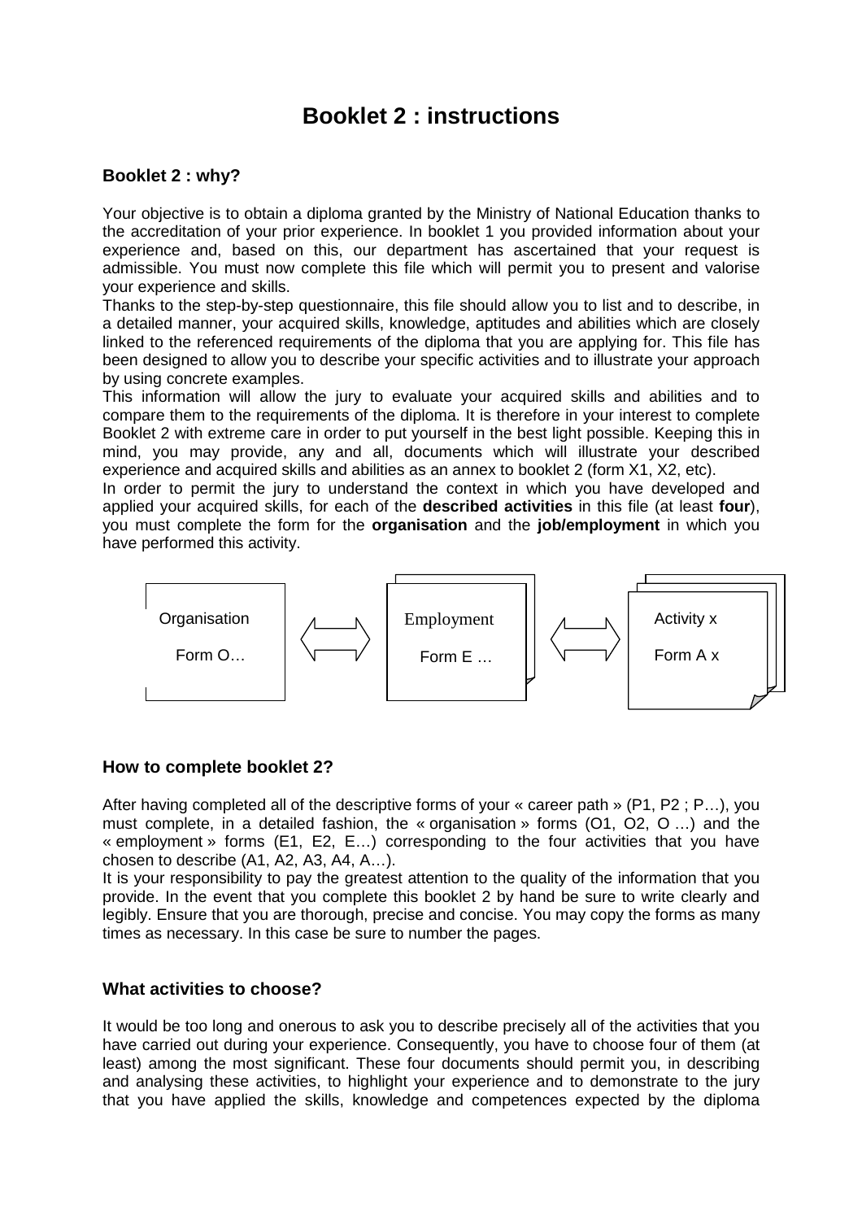# Booklet 2 : instructions

### Booklet 2 : why?

Your objective is to obtain a diploma granted by the Ministry of National Education thanks to the accreditation of your prior experience. In booklet 1 you provided information about your experience and, based on this, our department has ascertained that your request is admissible. You must now complete this file which will permit you to present and valorise your experience and skills.

Thanks to the step-by-step questionnaire, this file should allow you to list and to describe, in a detailed manner, your acquired skills, knowledge, aptitudes and abilities which are closely linked to the referenced requirements of the diploma that you are applying for. This file has been designed to allow you to describe your specific activities and to illustrate your approach by using concrete examples.

This information will allow the jury to evaluate your acquired skills and abilities and to compare them to the requirements of the diploma. It is therefore in your interest to complete Booklet 2 with extreme care in order to put yourself in the best light possible. Keeping this in mind, you may provide, any and all, documents which will illustrate your described experience and acquired skills and abilities as an annex to booklet 2 (form X1, X2, etc).

In order to permit the jury to understand the context in which you have developed and applied your acquired skills, for each of the **described activities** in this file (at least **four**), you must complete the form for the **organisation** and the **job/employment** in which you have performed this activity.

Organisation Form O… ⟺ Employment Form E … ⟺ Activity x Form A x

### How to complete booklet 2?

After having completed all of the descriptive forms of your « career path » (P1, P2 ; P…), you must complete, in a detailed fashion, the « organisation » forms (O1, O2, O …) and the « employment » forms (E1, E2, E…) corresponding to the four activities that you have chosen to describe (A1, A2, A3, A4, A…).

It is your responsibility to pay the greatest attention to the quality of the information that you provide. In the event that you complete this booklet 2 by hand be sure to write clearly and legibly. Ensure that you are thorough, precise and concise. You may copy the forms as many times as necessary. In this case be sure to number the pages.

### What activities to choose?

It would be too long and onerous to ask you to describe precisely all of the activities that you have carried out during your experience. Consequently, you have to choose four of them (at least) among the most significant. These four documents should permit you, in describing and analysing these activities, to highlight your experience and to demonstrate to the jury that you have applied the skills, knowledge and competences expected by the diploma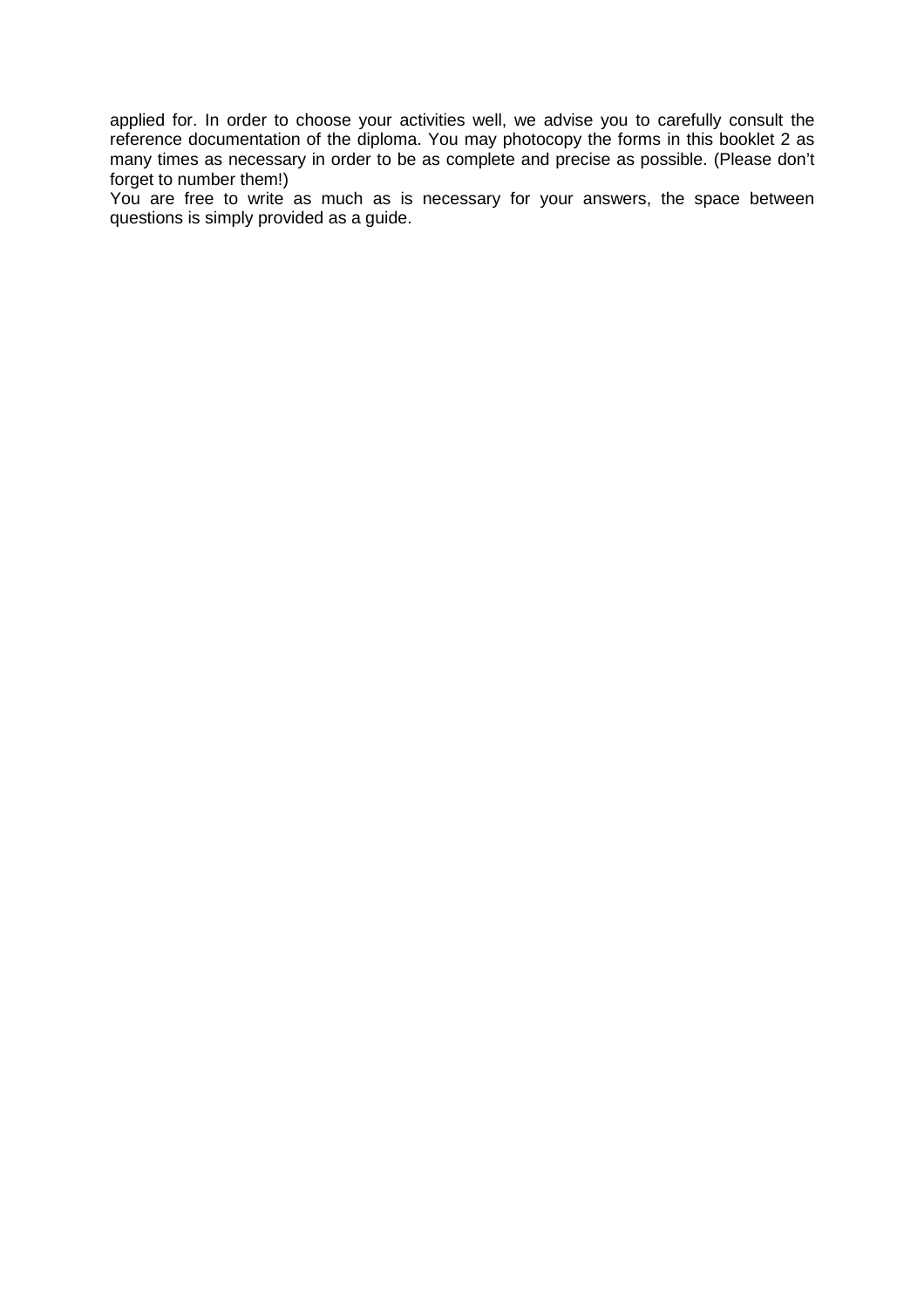applied for. In order to choose your activities well, we advise you to carefully consult the reference documentation of the diploma. You may photocopy the forms in this booklet 2 as many times as necessary in order to be as complete and precise as possible. (Please don't forget to number them!)

You are free to write as much as is necessary for your answers, the space between questions is simply provided as a guide.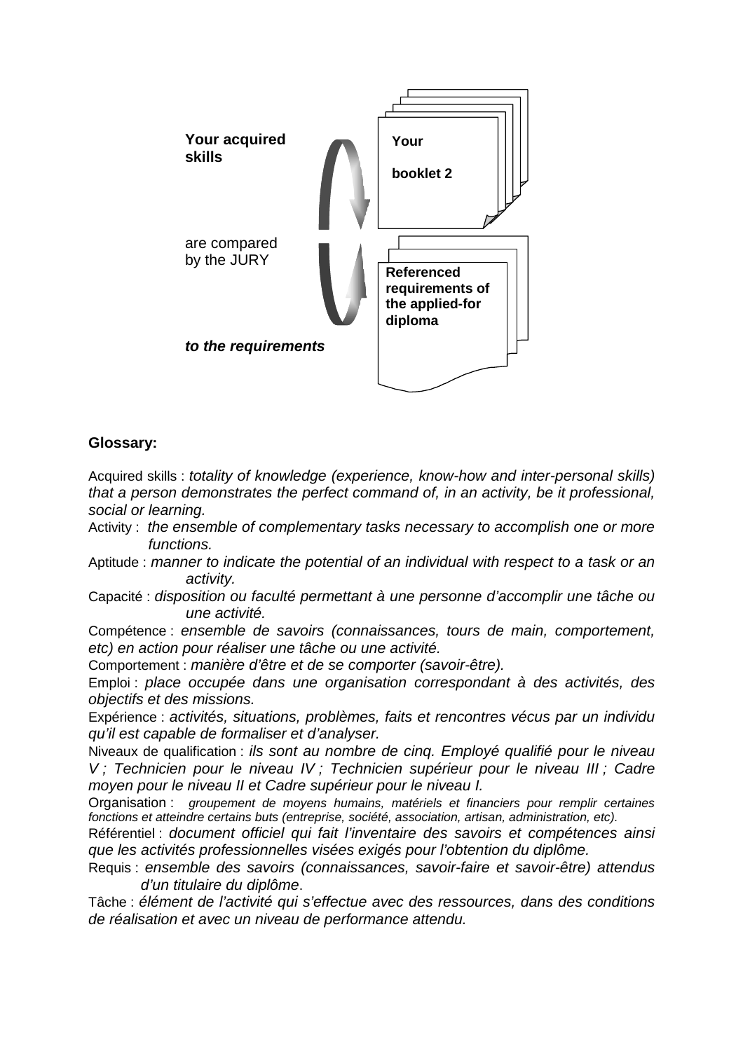**Your acquired skills**

**Your booklet 2**

are compared by the JURY

***to the requirements***

**Referenced requirements of the applied-for diploma**

**Glossary:**

Acquired skills : *totality of knowledge (experience, know-how and inter-personal skills) that a person demonstrates the perfect command of, in an activity, be it professional, social or learning.*

Activity : *the ensemble of complementary tasks necessary to accomplish one or more functions.*

Aptitude : *manner to indicate the potential of an individual with respect to a task or an activity.*

Capacité : *disposition ou faculté permettant à une personne d'accomplir une tâche ou une activité.*

Compétence : *ensemble de savoirs (connaissances, tours de main, comportement, etc) en action pour réaliser une tâche ou une activité.*

Comportement : *manière d'être et de se comporter (savoir-être).*

Emploi : *place occupée dans une organisation correspondant à des activités, des objectifs et des missions.*

Expérience : *activités, situations, problèmes, faits et rencontres vécus par un individu qu'il est capable de formaliser et d'analyser.*

Niveaux de qualification : *ils sont au nombre de cinq. Employé qualifié pour le niveau V ; Technicien pour le niveau IV ; Technicien supérieur pour le niveau III ; Cadre moyen pour le niveau II et Cadre supérieur pour le niveau I.*

Organisation : *groupement de moyens humains, matériels et financiers pour remplir certaines fonctions et atteindre certains buts (entreprise, société, association, artisan, administration, etc).*

Référentiel : *document officiel qui fait l'inventaire des savoirs et compétences ainsi que les activités professionnelles visées exigés pour l'obtention du diplôme.*

Requis : *ensemble des savoirs (connaissances, savoir-faire et savoir-être) attendus d'un titulaire du diplôme*.

Tâche : *élément de l'activité qui s'effectue avec des ressources, dans des conditions de réalisation et avec un niveau de performance attendu.*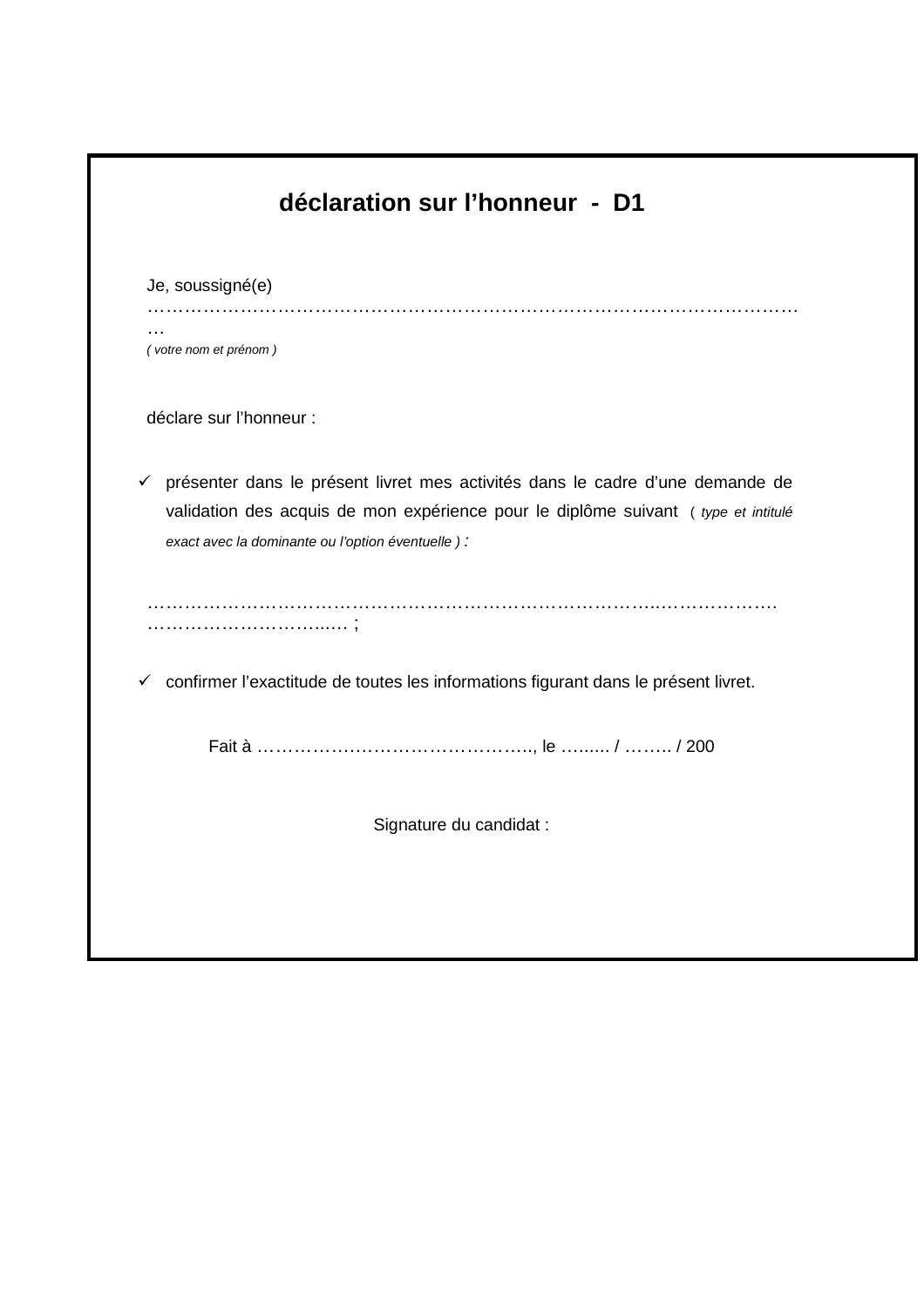## déclaration sur l'honneur - D1

Je, soussigné(e) ……………………………………………………………………………………………
*( votre nom et prénom )*

déclare sur l'honneur :

- ✓ présenter dans le présent livret mes activités dans le cadre d'une demande de validation des acquis de mon expérience pour le diplôme suivant *( type et intitulé exact avec la dominante ou l'option éventuelle )* :

…………………………………………………………………………………………………… ……………………………..… ;

- ✓ confirmer l'exactitude de toutes les informations figurant dans le présent livret.

Fait à …………………………………………., le …...... / …….. / 200

Signature du candidat :